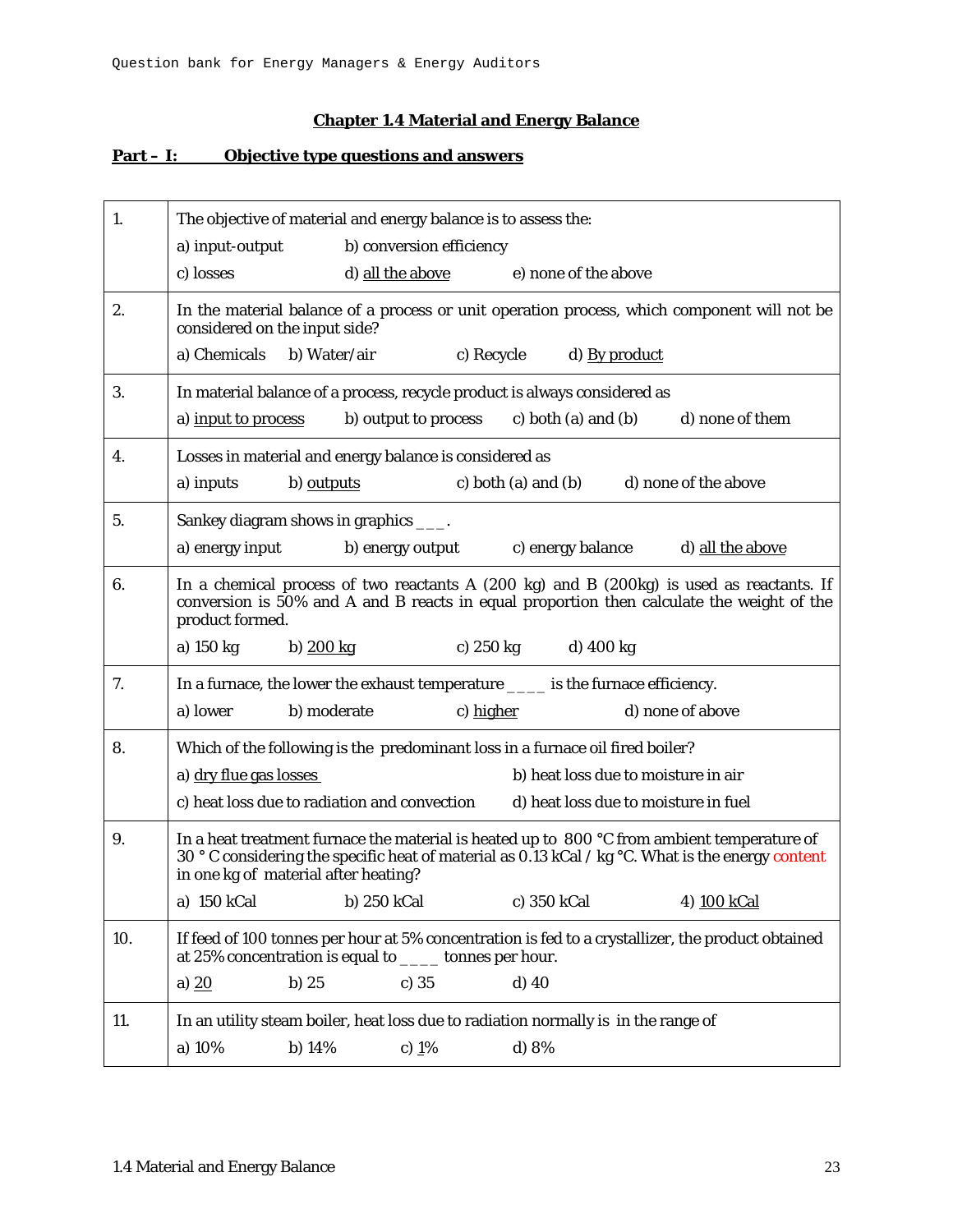## Chapter 1.4 Material and Energy Balance

### Part – I: Objective type questions and answers

| | |
|---|---|
| 1. | The objective of material and energy balance is to assess the:<br>a) input-output b) conversion efficiency<br>c) losses d) all the above e) none of the above |
| 2. | In the material balance of a process or unit operation process, which component will not be considered on the input side?<br>a) Chemicals b) Water/air c) Recycle d) By product |
| 3. | In material balance of a process, recycle product is always considered as<br>a) input to process b) output to process c) both (a) and (b) d) none of them |
| 4. | Losses in material and energy balance is considered as<br>a) inputs b) outputs c) both (a) and (b) d) none of the above |
| 5. | Sankey diagram shows in graphics ___.<br>a) energy input b) energy output c) energy balance d) all the above |
| 6. | In a chemical process of two reactants A (200 kg) and B (200kg) is used as reactants. If conversion is 50% and A and B reacts in equal proportion then calculate the weight of the product formed.<br>a) 150 kg b) 200 kg c) 250 kg d) 400 kg |
| 7. | In a furnace, the lower the exhaust temperature ____ is the furnace efficiency.<br>a) lower b) moderate c) higher d) none of above |
| 8. | Which of the following is the predominant loss in a furnace oil fired boiler?<br>a) dry flue gas losses b) heat loss due to moisture in air<br>c) heat loss due to radiation and convection d) heat loss due to moisture in fuel |
| 9. | In a heat treatment furnace the material is heated up to 800 °C from ambient temperature of 30 ° C considering the specific heat of material as 0.13 kCal / kg °C. What is the energy content in one kg of material after heating?<br>a) 150 kCal b) 250 kCal c) 350 kCal 4) 100 kCal |
| 10. | If feed of 100 tonnes per hour at 5% concentration is fed to a crystallizer, the product obtained at 25% concentration is equal to ____ tonnes per hour.<br>a) 20 b) 25 c) 35 d) 40 |
| 11. | In an utility steam boiler, heat loss due to radiation normally is in the range of<br>a) 10% b) 14% c) 1% d) 8% |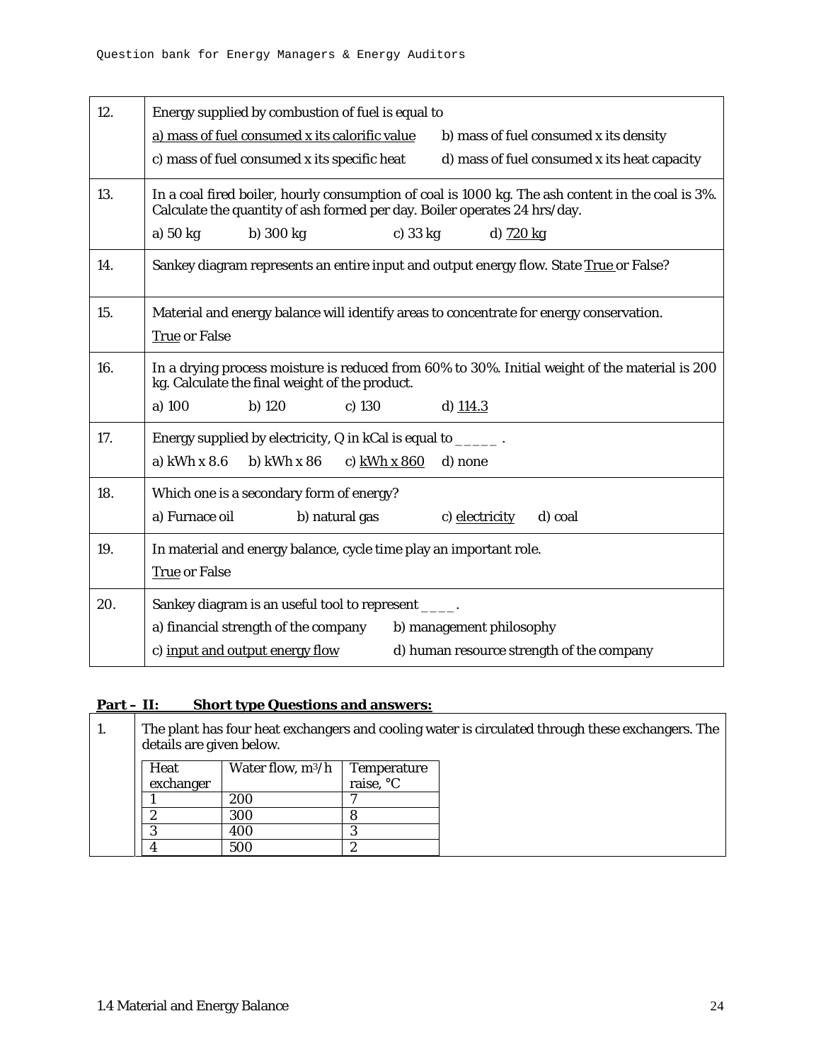| | |
|---|---|
| 12. | Energy supplied by combustion of fuel is equal to<br>a) mass of fuel consumed x its calorific value   b) mass of fuel consumed x its density<br>c) mass of fuel consumed x its specific heat   d) mass of fuel consumed x its heat capacity |
| 13. | In a coal fired boiler, hourly consumption of coal is 1000 kg. The ash content in the coal is 3%. Calculate the quantity of ash formed per day. Boiler operates 24 hrs/day.<br>a) 50 kg   b) 300 kg   c) 33 kg   d) 720 kg |
| 14. | Sankey diagram represents an entire input and output energy flow. State True or False? |
| 15. | Material and energy balance will identify areas to concentrate for energy conservation.<br>True or False |
| 16. | In a drying process moisture is reduced from 60% to 30%. Initial weight of the material is 200 kg. Calculate the final weight of the product.<br>a) 100   b) 120   c) 130   d) 114.3 |
| 17. | Energy supplied by electricity, Q in kCal is equal to _____ .<br>a) kWh x 8.6   b) kWh x 86   c) kWh x 860   d) none |
| 18. | Which one is a secondary form of energy?<br>a) Furnace oil   b) natural gas   c) electricity   d) coal |
| 19. | In material and energy balance, cycle time play an important role.<br>True or False |
| 20. | Sankey diagram is an useful tool to represent ____.<br>a) financial strength of the company   b) management philosophy<br>c) input and output energy flow   d) human resource strength of the company |

## Part – II: Short type Questions and answers:

1. The plant has four heat exchangers and cooling water is circulated through these exchangers. The details are given below.

| Heat exchanger | Water flow, $m^3/h$ | Temperature raise, °C |
|---|---|---|
| 1 | 200 | 7 |
| 2 | 300 | 8 |
| 3 | 400 | 3 |
| 4 | 500 | 2 |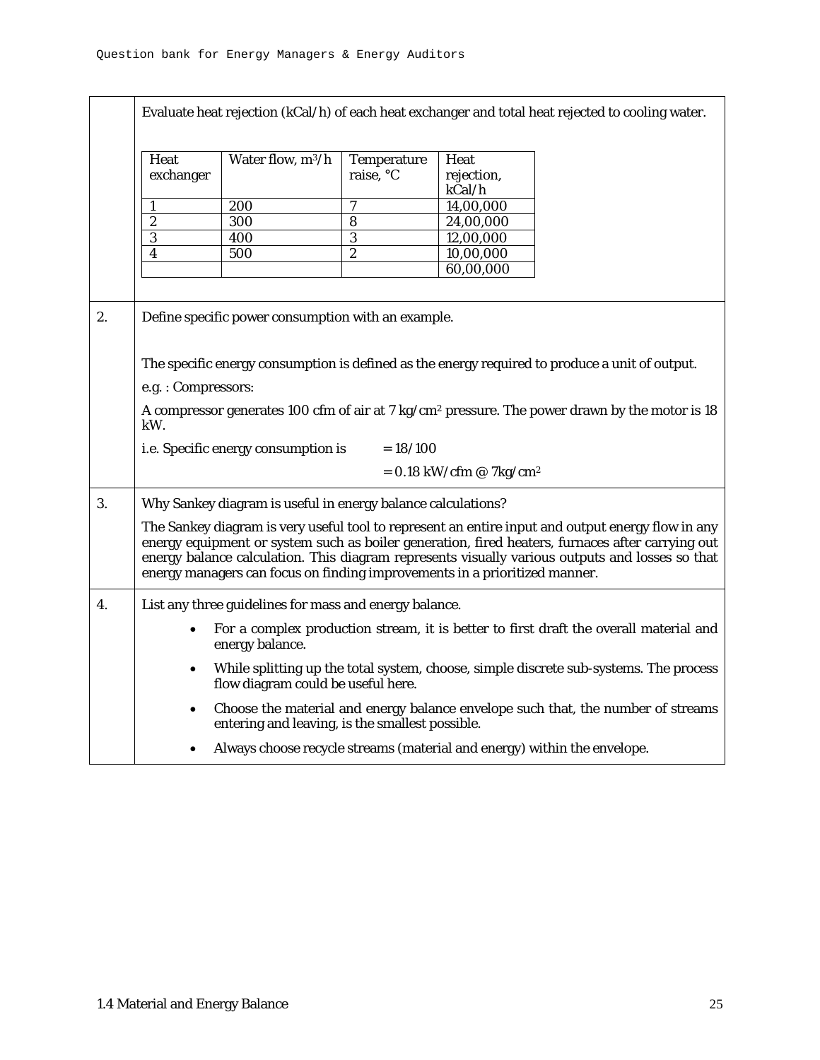Evaluate heat rejection (kCal/h) of each heat exchanger and total heat rejected to cooling water.

| Heat exchanger | Water flow, $m^3/h$ | Temperature raise, °C | Heat rejection, kCal/h |
|---|---|---|---|
| 1 | 200 | 7 | 14,00,000 |
| 2 | 300 | 8 | 24,00,000 |
| 3 | 400 | 3 | 12,00,000 |
| 4 | 500 | 2 | 10,00,000 |
| | | | 60,00,000 |

**2.** Define specific power consumption with an example.

The specific energy consumption is defined as the energy required to produce a unit of output.

e.g. : Compressors:

A compressor generates 100 cfm of air at 7 $kg/cm^2$ pressure. The power drawn by the motor is 18 kW.

i.e. Specific energy consumption is $= 18/100$

$= 0.18$ kW/cfm @ 7$kg/cm^2$

**3.** Why Sankey diagram is useful in energy balance calculations?

The Sankey diagram is very useful tool to represent an entire input and output energy flow in any energy equipment or system such as boiler generation, fired heaters, furnaces after carrying out energy balance calculation. This diagram represents visually various outputs and losses so that energy managers can focus on finding improvements in a prioritized manner.

**4.** List any three guidelines for mass and energy balance.

- For a complex production stream, it is better to first draft the overall material and energy balance.
- While splitting up the total system, choose, simple discrete sub-systems. The process flow diagram could be useful here.
- Choose the material and energy balance envelope such that, the number of streams entering and leaving, is the smallest possible.
- Always choose recycle streams (material and energy) within the envelope.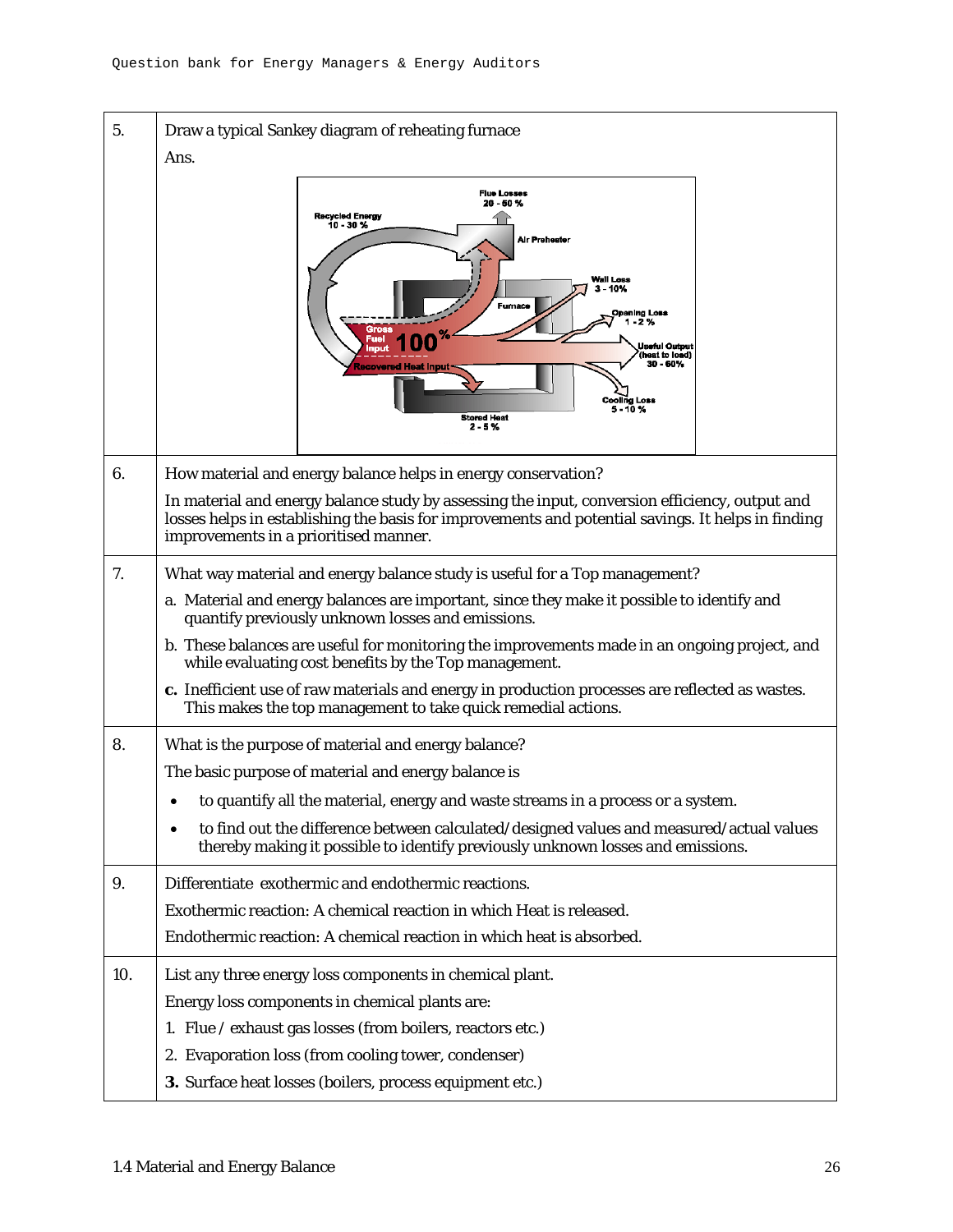| | |
|---|---|
| 5. | Draw a typical Sankey diagram of reheating furnace<br><br>Ans. |
| 6. | How material and energy balance helps in energy conservation?<br><br>In material and energy balance study by assessing the input, conversion efficiency, output and losses helps in establishing the basis for improvements and potential savings. It helps in finding improvements in a prioritised manner. |
| 7. | What way material and energy balance study is useful for a Top management?<br><br>a. Material and energy balances are important, since they make it possible to identify and quantify previously unknown losses and emissions.<br><br>b. These balances are useful for monitoring the improvements made in an ongoing project, and while evaluating cost benefits by the Top management.<br><br>**c.** Inefficient use of raw materials and energy in production processes are reflected as wastes. This makes the top management to take quick remedial actions. |
| 8. | What is the purpose of material and energy balance?<br><br>The basic purpose of material and energy balance is<br><br>• to quantify all the material, energy and waste streams in a process or a system.<br><br>• to find out the difference between calculated/designed values and measured/actual values thereby making it possible to identify previously unknown losses and emissions. |
| 9. | Differentiate exothermic and endothermic reactions.<br><br>Exothermic reaction: A chemical reaction in which Heat is released.<br><br>Endothermic reaction: A chemical reaction in which heat is absorbed. |
| 10. | List any three energy loss components in chemical plant.<br><br>Energy loss components in chemical plants are:<br><br>1. Flue / exhaust gas losses (from boilers, reactors etc.)<br><br>2. Evaporation loss (from cooling tower, condenser)<br><br>**3.** Surface heat losses (boilers, process equipment etc.) |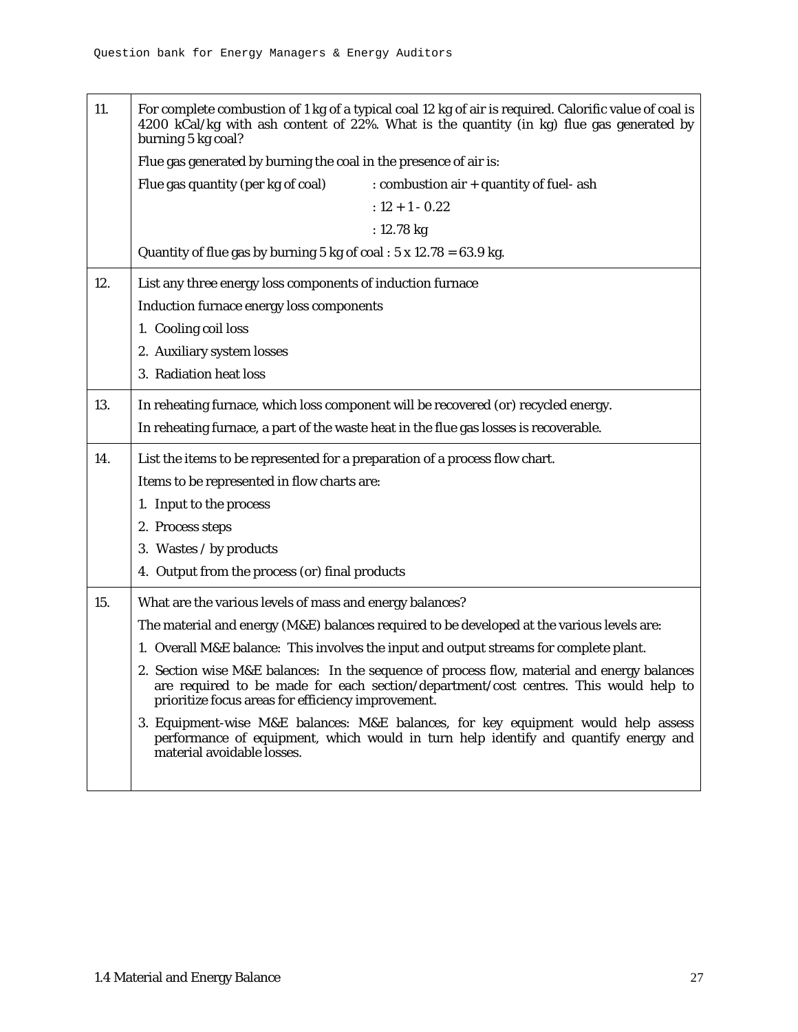| | |
|---|---|
| 11. | For complete combustion of 1 kg of a typical coal 12 kg of air is required. Calorific value of coal is 4200 kCal/kg with ash content of 22%. What is the quantity (in kg) flue gas generated by burning 5 kg coal?<br><br>Flue gas generated by burning the coal in the presence of air is:<br><br>Flue gas quantity (per kg of coal) : combustion air + quantity of fuel- ash<br><br>: 12 + 1 - 0.22<br><br>: 12.78 kg<br><br>Quantity of flue gas by burning 5 kg of coal : 5 x 12.78 = 63.9 kg. |
| 12. | List any three energy loss components of induction furnace<br><br>Induction furnace energy loss components<br><br>1. Cooling coil loss<br>2. Auxiliary system losses<br>3. Radiation heat loss |
| 13. | In reheating furnace, which loss component will be recovered (or) recycled energy.<br><br>In reheating furnace, a part of the waste heat in the flue gas losses is recoverable. |
| 14. | List the items to be represented for a preparation of a process flow chart.<br><br>Items to be represented in flow charts are:<br><br>1. Input to the process<br>2. Process steps<br>3. Wastes / by products<br>4. Output from the process (or) final products |
| 15. | What are the various levels of mass and energy balances?<br><br>The material and energy (M&E) balances required to be developed at the various levels are:<br><br>1. Overall M&E balance: This involves the input and output streams for complete plant.<br>2. Section wise M&E balances: In the sequence of process flow, material and energy balances are required to be made for each section/department/cost centres. This would help to prioritize focus areas for efficiency improvement.<br>3. Equipment-wise M&E balances: M&E balances, for key equipment would help assess performance of equipment, which would in turn help identify and quantify energy and material avoidable losses. |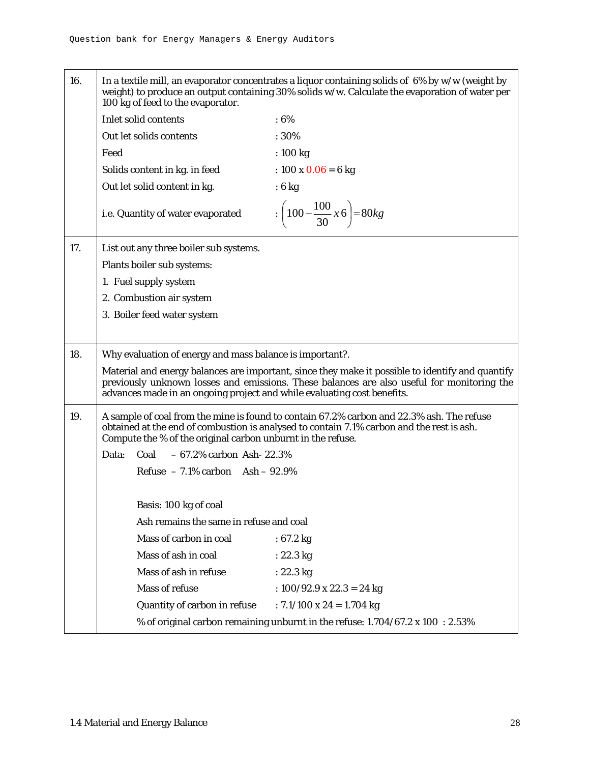| | |
|---|---|
| 16. | In a textile mill, an evaporator concentrates a liquor containing solids of 6% by w/w (weight by weight) to produce an output containing 30% solids w/w. Calculate the evaporation of water per 100 kg of feed to the evaporator.<br><br>Inlet solid contents : 6%<br>Out let solids contents : 30%<br>Feed : 100 kg<br>Solids content in kg. in feed : 100 x 0.06 = 6 kg<br>Out let solid content in kg. : 6 kg<br>i.e. Quantity of water evaporated : $\left(100 - \frac{100}{30} x\, 6\right) = 80kg$ |
| 17. | List out any three boiler sub systems.<br><br>Plants boiler sub systems:<br>1. Fuel supply system<br>2. Combustion air system<br>3. Boiler feed water system |
| 18. | Why evaluation of energy and mass balance is important?.<br><br>Material and energy balances are important, since they make it possible to identify and quantify previously unknown losses and emissions. These balances are also useful for monitoring the advances made in an ongoing project and while evaluating cost benefits. |
| 19. | A sample of coal from the mine is found to contain 67.2% carbon and 22.3% ash. The refuse obtained at the end of combustion is analysed to contain 7.1% carbon and the rest is ash. Compute the % of the original carbon unburnt in the refuse.<br><br>Data: Coal – 67.2% carbon Ash- 22.3%<br>Refuse – 7.1% carbon Ash – 92.9%<br><br>Basis: 100 kg of coal<br>Ash remains the same in refuse and coal<br>Mass of carbon in coal : 67.2 kg<br>Mass of ash in coal : 22.3 kg<br>Mass of ash in refuse : 22.3 kg<br>Mass of refuse : 100/92.9 x 22.3 = 24 kg<br>Quantity of carbon in refuse : 7.1/100 x 24 = 1.704 kg<br>% of original carbon remaining unburnt in the refuse: 1.704/67.2 x 100 : 2.53% |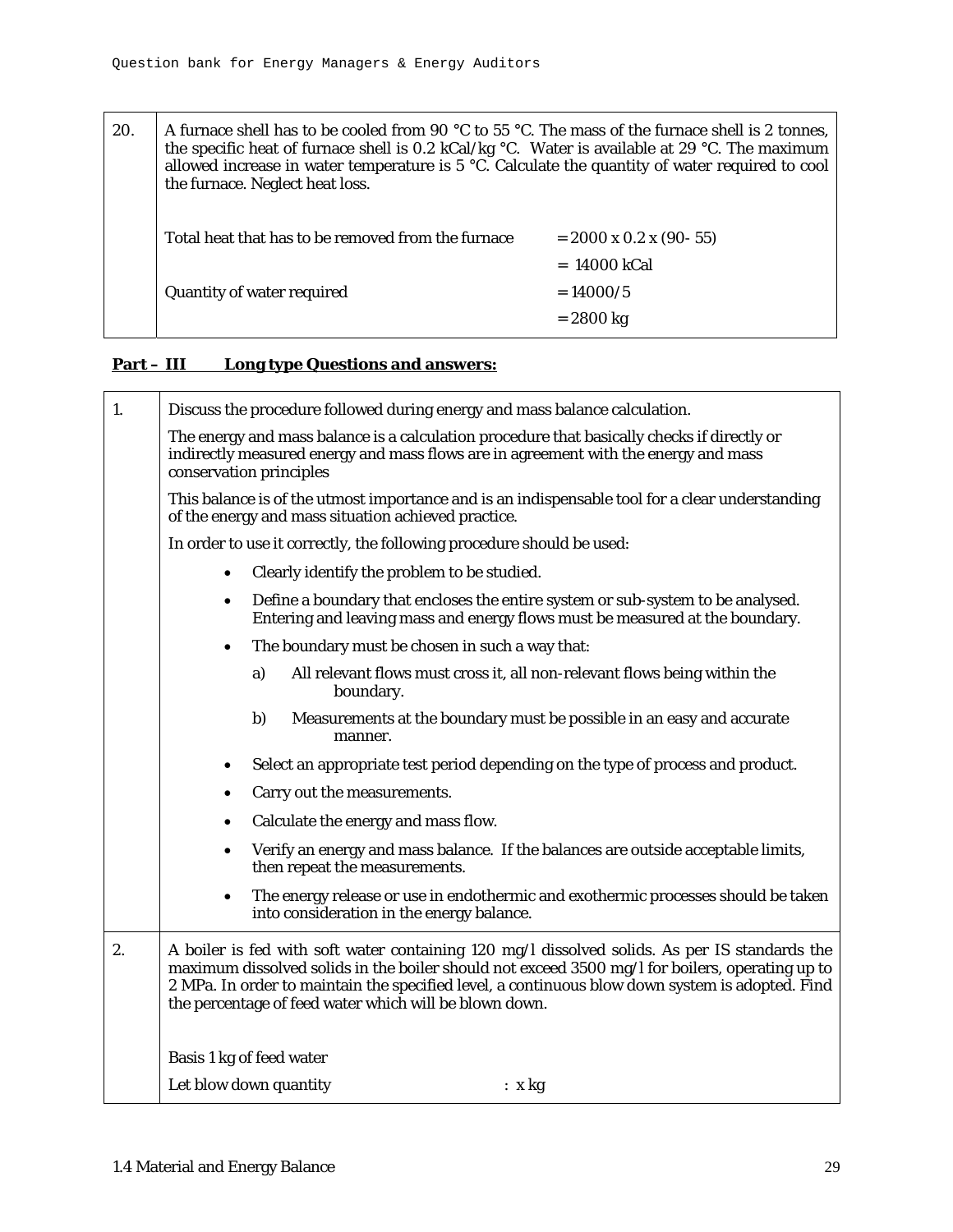| 20. | A furnace shell has to be cooled from 90 °C to 55 °C. The mass of the furnace shell is 2 tonnes, the specific heat of furnace shell is 0.2 kCal/kg °C. Water is available at 29 °C. The maximum allowed increase in water temperature is 5 °C. Calculate the quantity of water required to cool the furnace. Neglect heat loss. |
|---|---|

| | | |
|---|---|---|
| | Total heat that has to be removed from the furnace | = 2000 x 0.2 x (90- 55) |
| | | = 14000 kCal |
| | Quantity of water required | = 14000/5 |
| | | = 2800 kg |

**Part – III Long type Questions and answers:**

**1.** Discuss the procedure followed during energy and mass balance calculation.

The energy and mass balance is a calculation procedure that basically checks if directly or indirectly measured energy and mass flows are in agreement with the energy and mass conservation principles

This balance is of the utmost importance and is an indispensable tool for a clear understanding of the energy and mass situation achieved practice.

In order to use it correctly, the following procedure should be used:

- Clearly identify the problem to be studied.
- Define a boundary that encloses the entire system or sub-system to be analysed. Entering and leaving mass and energy flows must be measured at the boundary.
- The boundary must be chosen in such a way that:
  - a) All relevant flows must cross it, all non-relevant flows being within the boundary.
  - b) Measurements at the boundary must be possible in an easy and accurate manner.
- Select an appropriate test period depending on the type of process and product.
- Carry out the measurements.
- Calculate the energy and mass flow.
- Verify an energy and mass balance. If the balances are outside acceptable limits, then repeat the measurements.
- The energy release or use in endothermic and exothermic processes should be taken into consideration in the energy balance.

**2.** A boiler is fed with soft water containing 120 mg/l dissolved solids. As per IS standards the maximum dissolved solids in the boiler should not exceed 3500 mg/l for boilers, operating up to 2 MPa. In order to maintain the specified level, a continuous blow down system is adopted. Find the percentage of feed water which will be blown down.

Basis 1 kg of feed water

Let blow down quantity : x kg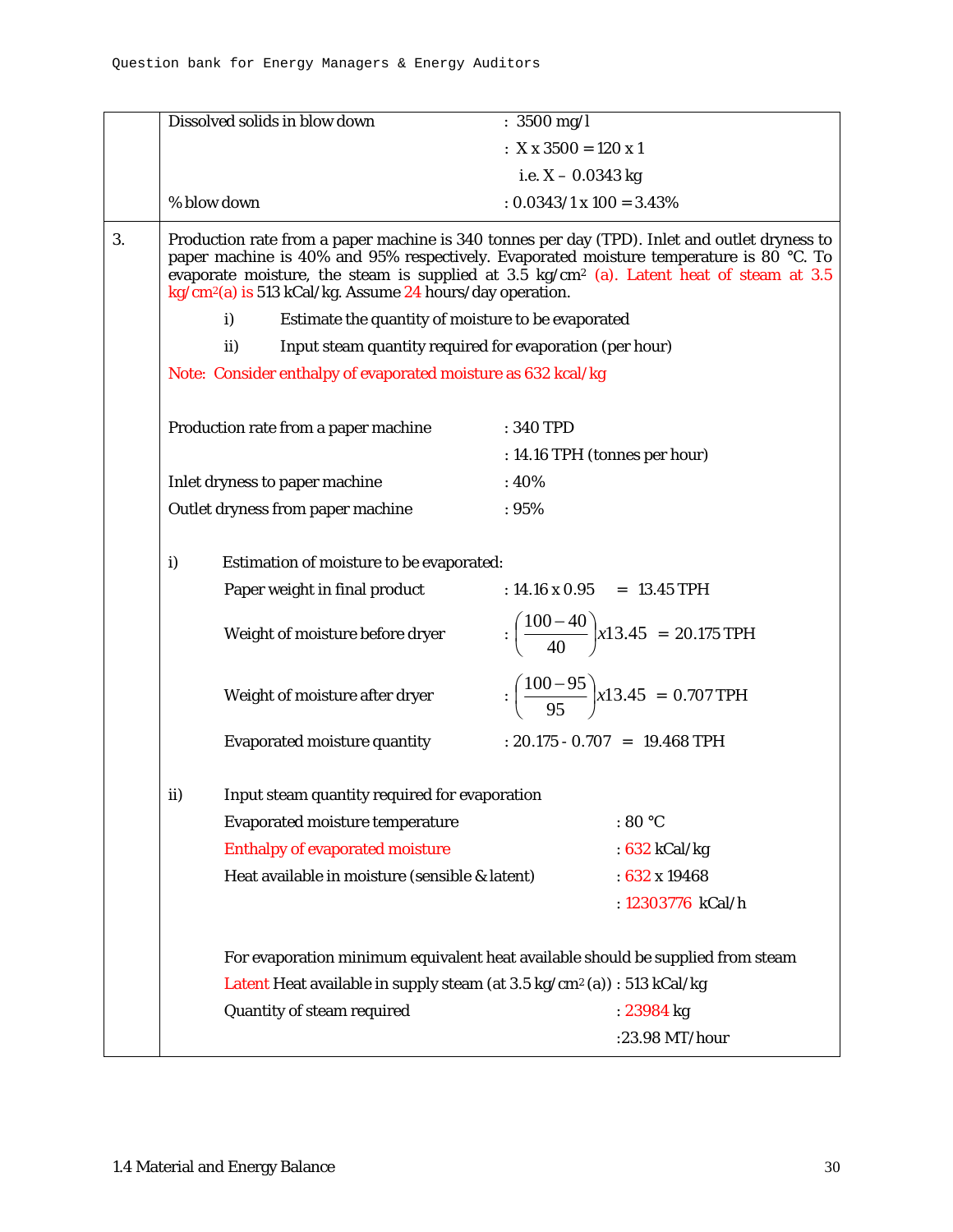| | | |
|---|---|---|
| | Dissolved solids in blow down | : 3500 mg/l |
| | | : X x 3500 = 120 x 1 |
| | | i.e. X – 0.0343 kg |
| | % blow down | : 0.0343/1 x 100 = 3.43% |

**3.** Production rate from a paper machine is 340 tonnes per day (TPD). Inlet and outlet dryness to paper machine is 40% and 95% respectively. Evaporated moisture temperature is 80 °C. To evaporate moisture, the steam is supplied at 3.5 kg/cm$^2$ (a). Latent heat of steam at 3.5 kg/cm$^2$(a) is 513 kCal/kg. Assume 24 hours/day operation.

- i) Estimate the quantity of moisture to be evaporated
- ii) Input steam quantity required for evaporation (per hour)

Note: Consider enthalpy of evaporated moisture as 632 kcal/kg

| | |
|---|---|
| Production rate from a paper machine | : 340 TPD |
| | : 14.16 TPH (tonnes per hour) |
| Inlet dryness to paper machine | : 40% |
| Outlet dryness from paper machine | : 95% |

i) Estimation of moisture to be evaporated:

| | |
|---|---|
| Paper weight in final product | : 14.16 x 0.95 = 13.45 TPH |
| Weight of moisture before dryer | : $\left(\frac{100-40}{40}\right)x13.45$ = 20.175 TPH |
| Weight of moisture after dryer | : $\left(\frac{100-95}{95}\right)x13.45$ = 0.707 TPH |
| Evaporated moisture quantity | : 20.175 - 0.707 = 19.468 TPH |

ii) Input steam quantity required for evaporation

| | |
|---|---|
| Evaporated moisture temperature | : 80 °C |
| Enthalpy of evaporated moisture | : 632 kCal/kg |
| Heat available in moisture (sensible & latent) | : 632 x 19468 |
| | : 12303776 kCal/h |

For evaporation minimum equivalent heat available should be supplied from steam

| | |
|---|---|
| Latent Heat available in supply steam (at 3.5 kg/cm$^2$ (a)) | : 513 kCal/kg |
| Quantity of steam required | : 23984 kg |
| | :23.98 MT/hour |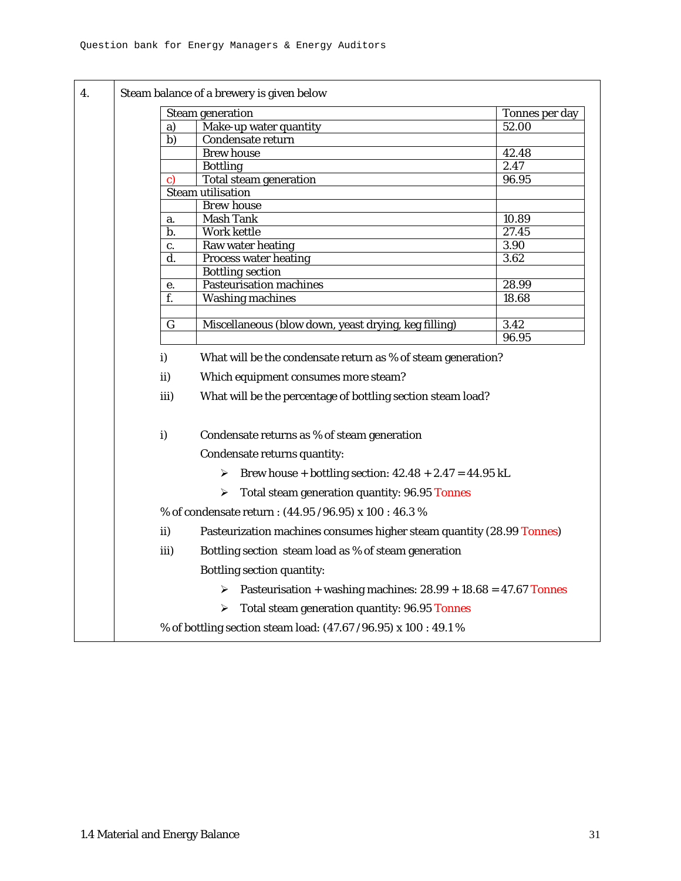4. Steam balance of a brewery is given below

| Steam generation | | Tonnes per day |
|---|---|---|
| a) | Make-up water quantity | 52.00 |
| b) | Condensate return | |
| | Brew house | 42.48 |
| | Bottling | 2.47 |
| c) | Total steam generation | 96.95 |
| Steam utilisation | | |
| | Brew house | |
| a. | Mash Tank | 10.89 |
| b. | Work kettle | 27.45 |
| c. | Raw water heating | 3.90 |
| d. | Process water heating | 3.62 |
| | Bottling section | |
| e. | Pasteurisation machines | 28.99 |
| f. | Washing machines | 18.68 |
| | | |
| G | Miscellaneous (blow down, yeast drying, keg filling) | 3.42 |
| | | 96.95 |

i) What will be the condensate return as % of steam generation?

ii) Which equipment consumes more steam?

iii) What will be the percentage of bottling section steam load?

i) Condensate returns as % of steam generation

Condensate returns quantity:

- Brew house + bottling section: 42.48 + 2.47 = 44.95 kL
- Total steam generation quantity: 96.95 Tonnes

% of condensate return : (44.95 / 96.95) x 100 : 46.3 %

ii) Pasteurization machines consumes higher steam quantity (28.99 Tonnes)

iii) Bottling section steam load as % of steam generation

Bottling section quantity:

- Pasteurisation + washing machines: 28.99 + 18.68 = 47.67 Tonnes
- Total steam generation quantity: 96.95 Tonnes

% of bottling section steam load: (47.67 / 96.95) x 100 : 49.1 %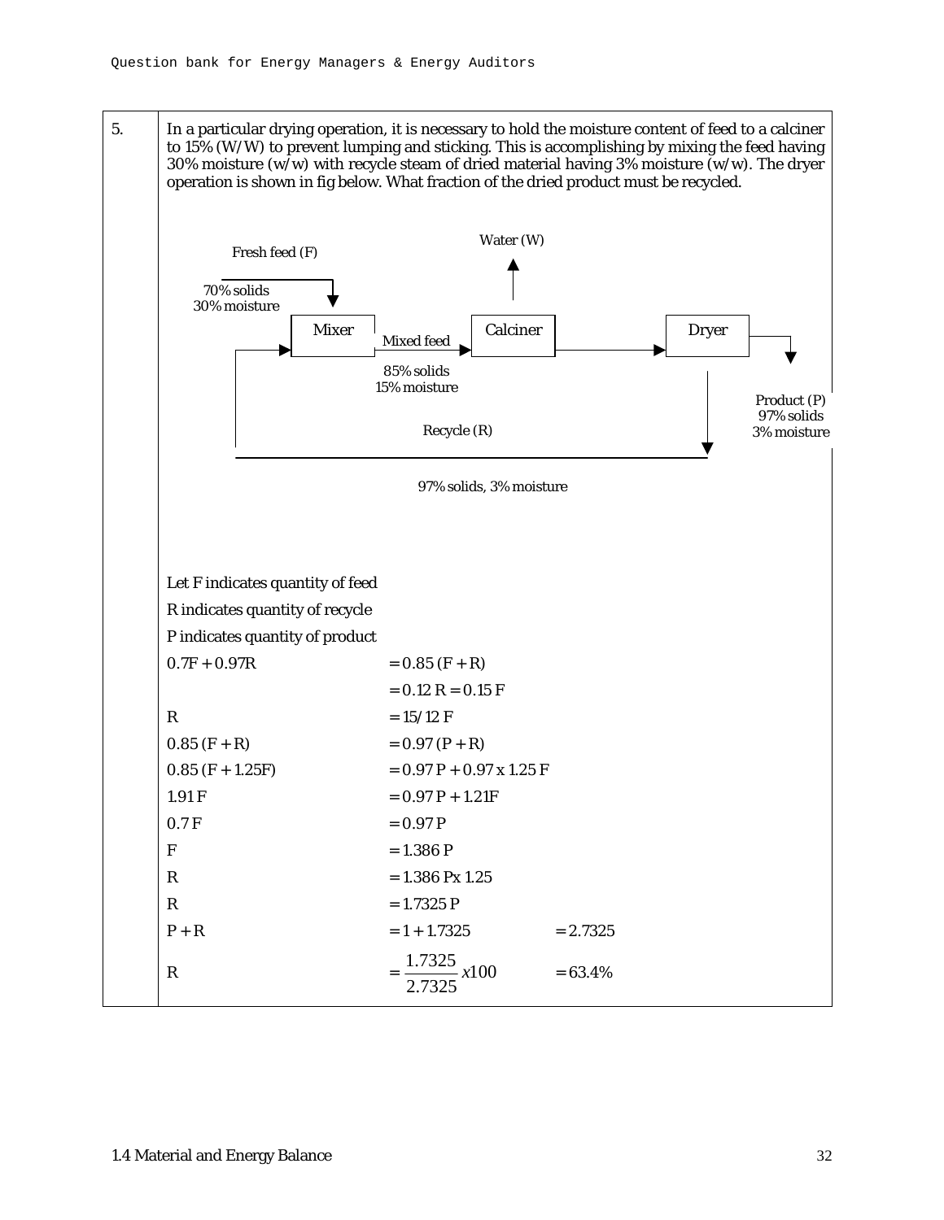5. In a particular drying operation, it is necessary to hold the moisture content of feed to a calciner to 15% (W/W) to prevent lumping and sticking. This is accomplishing by mixing the feed having 30% moisture (w/w) with recycle steam of dried material having 3% moisture (w/w). The dryer operation is shown in fig below. What fraction of the dried product must be recycled.

Fresh feed (F)

70% solids
30% moisture

Water (W)

Mixer

Mixed feed

85% solids
15% moisture

Calciner

Dryer

Product (P)
97% solids
3% moisture

Recycle (R)

97% solids, 3% moisture

Let F indicates quantity of feed

R indicates quantity of recycle

P indicates quantity of product

| | |
|---|---|
| $0.7F + 0.97R$ | $= 0.85 (F + R)$ |
| | $= 0.12 R = 0.15 F$ |
| $R$ | $= 15/12 F$ |
| $0.85 (F + R)$ | $= 0.97 (P + R)$ |
| $0.85 (F + 1.25F)$ | $= 0.97 P + 0.97 \times 1.25 F$ |
| $1.91 F$ | $= 0.97 P + 1.21F$ |
| $0.7 F$ | $= 0.97 P$ |
| $F$ | $= 1.386 P$ |
| $R$ | $= 1.386 P \times 1.25$ |
| $R$ | $= 1.7325 P$ |
| $P + R$ | $= 1 + 1.7325 = 2.7325$ |
| $R$ | $= \frac{1.7325}{2.7325} x100 = 63.4\%$ |